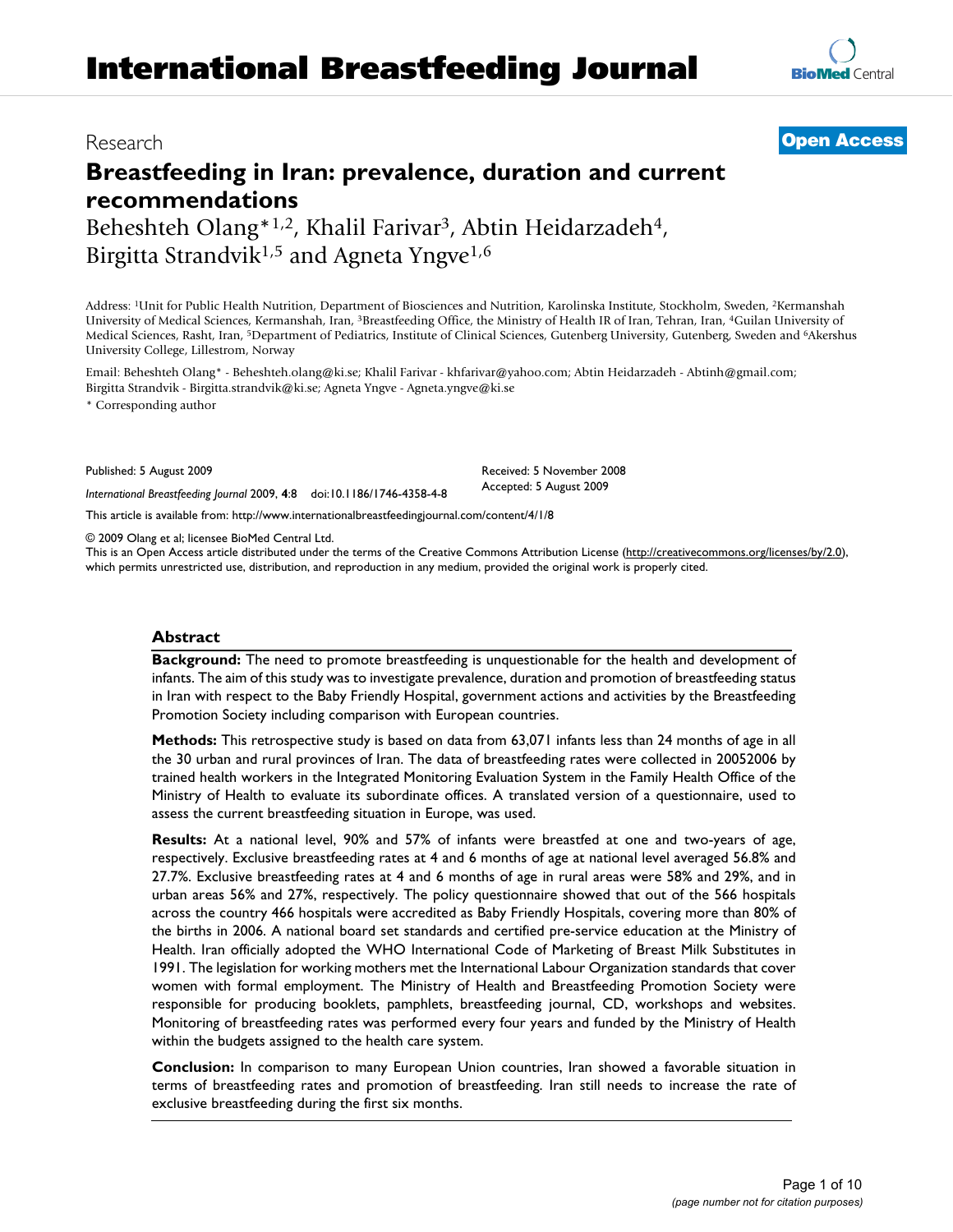Research

**Open Access**

# Breastfeeding in Iran: prevalence, duration and current recommendations

Beheshteh Olang*[1,2], Khalil Farivar[3], Abtin Heidarzadeh[4], Birgitta Strandvik[1,5] and Agneta Yngve[1,6]

Address: [1]Unit for Public Health Nutrition, Department of Biosciences and Nutrition, Karolinska Institute, Stockholm, Sweden, [2]Kermanshah University of Medical Sciences, Kermanshah, Iran, [3]Breastfeeding Office, the Ministry of Health IR of Iran, Tehran, Iran, [4]Guilan University of Medical Sciences, Rasht, Iran, [5]Department of Pediatrics, Institute of Clinical Sciences, Gutenberg University, Gutenberg, Sweden and [6]Akershus University College, Lillestrom, Norway

Email: Beheshteh Olang* - Beheshteh.olang@ki.se; Khalil Farivar - khfarivar@yahoo.com; Abtin Heidarzadeh - Abtinh@gmail.com; Birgitta Strandvik - Birgitta.strandvik@ki.se; Agneta Yngve - Agneta.yngve@ki.se

* Corresponding author

Published: 5 August 2009

*International Breastfeeding Journal* 2009, **4**:8 doi:10.1186/1746-4358-4-8

Received: 5 November 2008
Accepted: 5 August 2009

This article is available from: http://www.internationalbreastfeedingjournal.com/content/4/1/8

© 2009 Olang et al; licensee BioMed Central Ltd.
This is an Open Access article distributed under the terms of the Creative Commons Attribution License (http://creativecommons.org/licenses/by/2.0), which permits unrestricted use, distribution, and reproduction in any medium, provided the original work is properly cited.

## Abstract

**Background:** The need to promote breastfeeding is unquestionable for the health and development of infants. The aim of this study was to investigate prevalence, duration and promotion of breastfeeding status in Iran with respect to the Baby Friendly Hospital, government actions and activities by the Breastfeeding Promotion Society including comparison with European countries.

**Methods:** This retrospective study is based on data from 63,071 infants less than 24 months of age in all the 30 urban and rural provinces of Iran. The data of breastfeeding rates were collected in 20052006 by trained health workers in the Integrated Monitoring Evaluation System in the Family Health Office of the Ministry of Health to evaluate its subordinate offices. A translated version of a questionnaire, used to assess the current breastfeeding situation in Europe, was used.

**Results:** At a national level, 90% and 57% of infants were breastfed at one and two-years of age, respectively. Exclusive breastfeeding rates at 4 and 6 months of age at national level averaged 56.8% and 27.7%. Exclusive breastfeeding rates at 4 and 6 months of age in rural areas were 58% and 29%, and in urban areas 56% and 27%, respectively. The policy questionnaire showed that out of the 566 hospitals across the country 466 hospitals were accredited as Baby Friendly Hospitals, covering more than 80% of the births in 2006. A national board set standards and certified pre-service education at the Ministry of Health. Iran officially adopted the WHO International Code of Marketing of Breast Milk Substitutes in 1991. The legislation for working mothers met the International Labour Organization standards that cover women with formal employment. The Ministry of Health and Breastfeeding Promotion Society were responsible for producing booklets, pamphlets, breastfeeding journal, CD, workshops and websites. Monitoring of breastfeeding rates was performed every four years and funded by the Ministry of Health within the budgets assigned to the health care system.

**Conclusion:** In comparison to many European Union countries, Iran showed a favorable situation in terms of breastfeeding rates and promotion of breastfeeding. Iran still needs to increase the rate of exclusive breastfeeding during the first six months.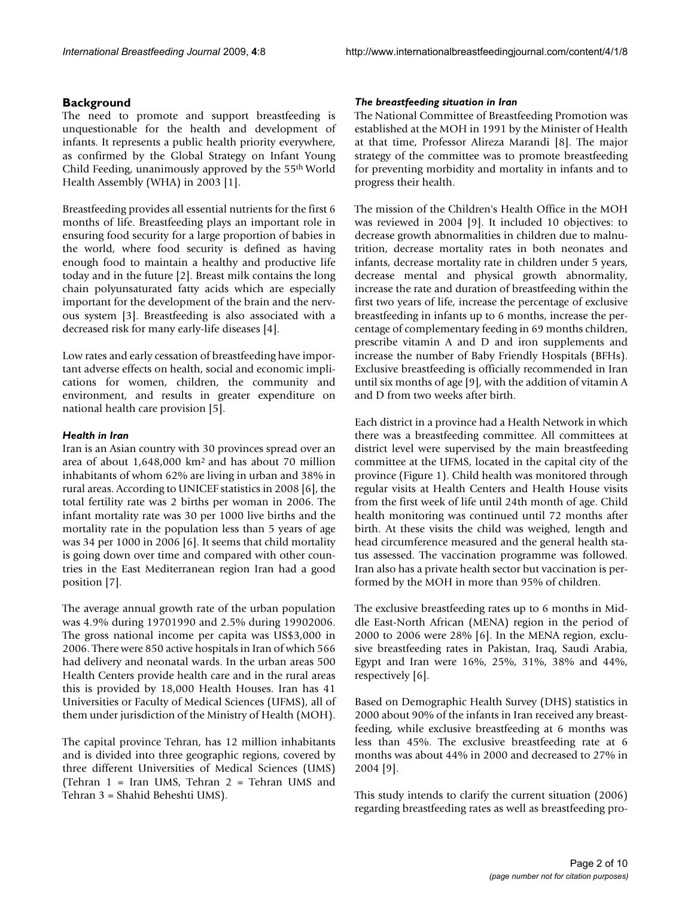## Background

The need to promote and support breastfeeding is unquestionable for the health and development of infants. It represents a public health priority everywhere, as confirmed by the Global Strategy on Infant Young Child Feeding, unanimously approved by the 55th World Health Assembly (WHA) in 2003 [1].

Breastfeeding provides all essential nutrients for the first 6 months of life. Breastfeeding plays an important role in ensuring food security for a large proportion of babies in the world, where food security is defined as having enough food to maintain a healthy and productive life today and in the future [2]. Breast milk contains the long chain polyunsaturated fatty acids which are especially important for the development of the brain and the nervous system [3]. Breastfeeding is also associated with a decreased risk for many early-life diseases [4].

Low rates and early cessation of breastfeeding have important adverse effects on health, social and economic implications for women, children, the community and environment, and results in greater expenditure on national health care provision [5].

### *Health in Iran*

Iran is an Asian country with 30 provinces spread over an area of about 1,648,000 km$^2$ and has about 70 million inhabitants of whom 62% are living in urban and 38% in rural areas. According to UNICEF statistics in 2008 [6], the total fertility rate was 2 births per woman in 2006. The infant mortality rate was 30 per 1000 live births and the mortality rate in the population less than 5 years of age was 34 per 1000 in 2006 [6]. It seems that child mortality is going down over time and compared with other countries in the East Mediterranean region Iran had a good position [7].

The average annual growth rate of the urban population was 4.9% during 19701990 and 2.5% during 19902006. The gross national income per capita was US$3,000 in 2006. There were 850 active hospitals in Iran of which 566 had delivery and neonatal wards. In the urban areas 500 Health Centers provide health care and in the rural areas this is provided by 18,000 Health Houses. Iran has 41 Universities or Faculty of Medical Sciences (UFMS), all of them under jurisdiction of the Ministry of Health (MOH).

The capital province Tehran, has 12 million inhabitants and is divided into three geographic regions, covered by three different Universities of Medical Sciences (UMS) (Tehran 1 = Iran UMS, Tehran 2 = Tehran UMS and Tehran 3 = Shahid Beheshti UMS).

### *The breastfeeding situation in Iran*

The National Committee of Breastfeeding Promotion was established at the MOH in 1991 by the Minister of Health at that time, Professor Alireza Marandi [8]. The major strategy of the committee was to promote breastfeeding for preventing morbidity and mortality in infants and to progress their health.

The mission of the Children's Health Office in the MOH was reviewed in 2004 [9]. It included 10 objectives: to decrease growth abnormalities in children due to malnutrition, decrease mortality rates in both neonates and infants, decrease mortality rate in children under 5 years, decrease mental and physical growth abnormality, increase the rate and duration of breastfeeding within the first two years of life, increase the percentage of exclusive breastfeeding in infants up to 6 months, increase the percentage of complementary feeding in 69 months children, prescribe vitamin A and D and iron supplements and increase the number of Baby Friendly Hospitals (BFHs). Exclusive breastfeeding is officially recommended in Iran until six months of age [9], with the addition of vitamin A and D from two weeks after birth.

Each district in a province had a Health Network in which there was a breastfeeding committee. All committees at district level were supervised by the main breastfeeding committee at the UFMS, located in the capital city of the province (Figure 1). Child health was monitored through regular visits at Health Centers and Health House visits from the first week of life until 24th month of age. Child health monitoring was continued until 72 months after birth. At these visits the child was weighed, length and head circumference measured and the general health status assessed. The vaccination programme was followed. Iran also has a private health sector but vaccination is performed by the MOH in more than 95% of children.

The exclusive breastfeeding rates up to 6 months in Middle East-North African (MENA) region in the period of 2000 to 2006 were 28% [6]. In the MENA region, exclusive breastfeeding rates in Pakistan, Iraq, Saudi Arabia, Egypt and Iran were 16%, 25%, 31%, 38% and 44%, respectively [6].

Based on Demographic Health Survey (DHS) statistics in 2000 about 90% of the infants in Iran received any breastfeeding, while exclusive breastfeeding at 6 months was less than 45%. The exclusive breastfeeding rate at 6 months was about 44% in 2000 and decreased to 27% in 2004 [9].

This study intends to clarify the current situation (2006) regarding breastfeeding rates as well as breastfeeding pro-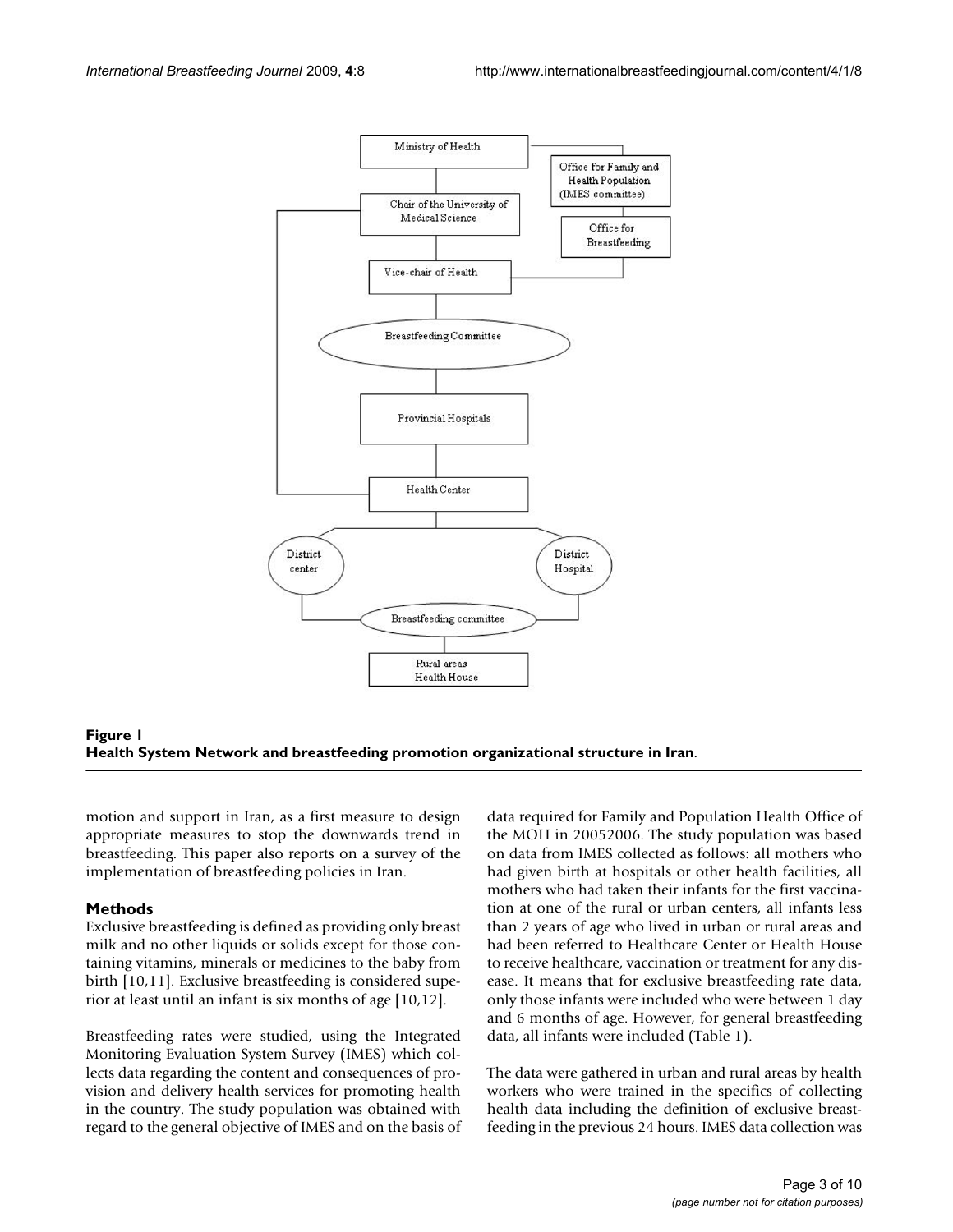**Figure 1**
**Health System Network and breastfeeding promotion organizational structure in Iran**.

motion and support in Iran, as a first measure to design appropriate measures to stop the downwards trend in breastfeeding. This paper also reports on a survey of the implementation of breastfeeding policies in Iran.

## Methods

Exclusive breastfeeding is defined as providing only breast milk and no other liquids or solids except for those containing vitamins, minerals or medicines to the baby from birth [10,11]. Exclusive breastfeeding is considered superior at least until an infant is six months of age [10,12].

Breastfeeding rates were studied, using the Integrated Monitoring Evaluation System Survey (IMES) which collects data regarding the content and consequences of provision and delivery health services for promoting health in the country. The study population was obtained with regard to the general objective of IMES and on the basis of data required for Family and Population Health Office of the MOH in 20052006. The study population was based on data from IMES collected as follows: all mothers who had given birth at hospitals or other health facilities, all mothers who had taken their infants for the first vaccination at one of the rural or urban centers, all infants less than 2 years of age who lived in urban or rural areas and had been referred to Healthcare Center or Health House to receive healthcare, vaccination or treatment for any disease. It means that for exclusive breastfeeding rate data, only those infants were included who were between 1 day and 6 months of age. However, for general breastfeeding data, all infants were included (Table 1).

The data were gathered in urban and rural areas by health workers who were trained in the specifics of collecting health data including the definition of exclusive breastfeeding in the previous 24 hours. IMES data collection was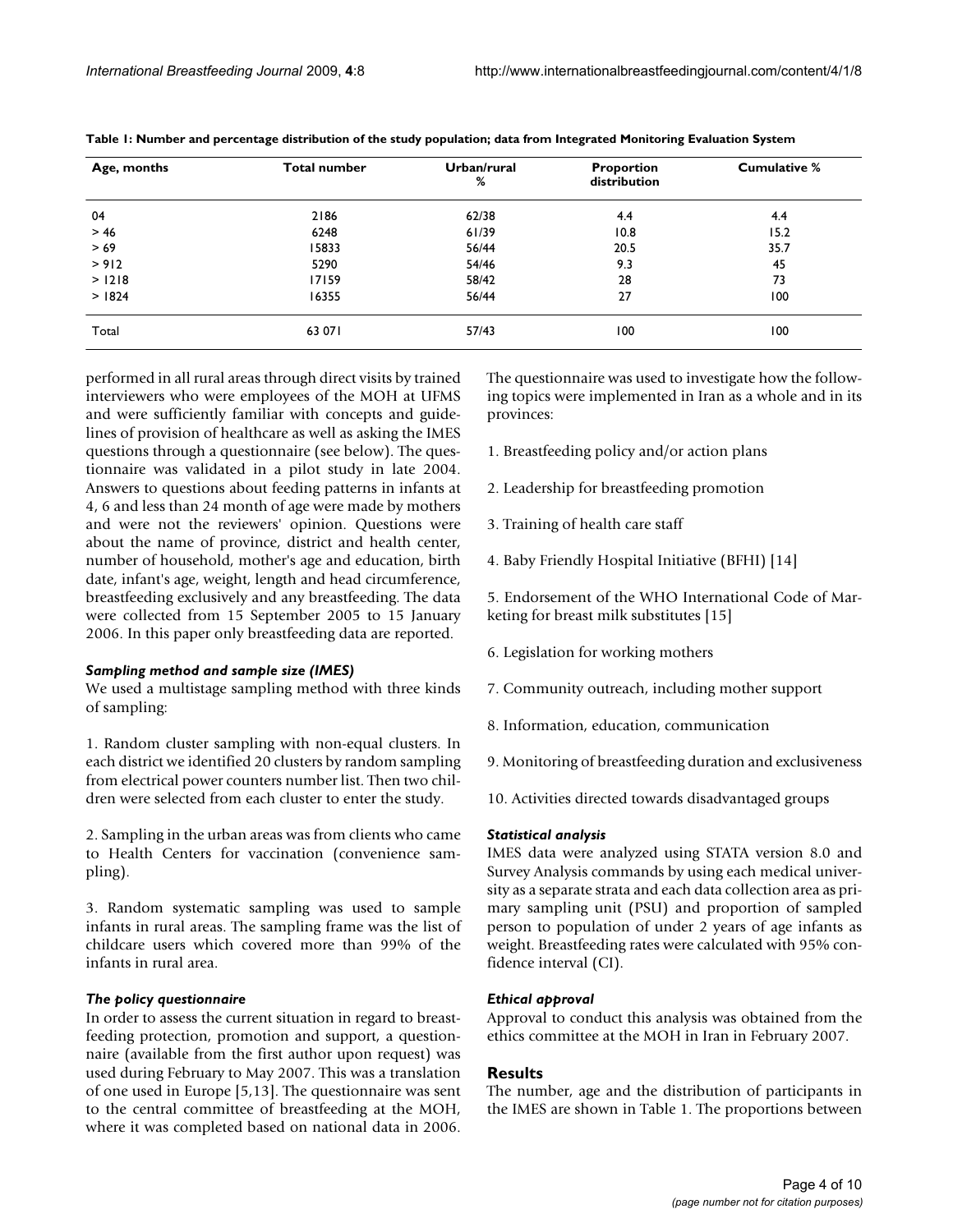**Table 1: Number and percentage distribution of the study population; data from Integrated Monitoring Evaluation System**

| Age, months | Total number | Urban/rural % | Proportion distribution | Cumulative % |
|---|---|---|---|---|
| 04 | 2186 | 62/38 | 4.4 | 4.4 |
| > 46 | 6248 | 61/39 | 10.8 | 15.2 |
| > 69 | 15833 | 56/44 | 20.5 | 35.7 |
| > 912 | 5290 | 54/46 | 9.3 | 45 |
| > 1218 | 17159 | 58/42 | 28 | 73 |
| > 1824 | 16355 | 56/44 | 27 | 100 |
| Total | 63 071 | 57/43 | 100 | 100 |

performed in all rural areas through direct visits by trained interviewers who were employees of the MOH at UFMS and were sufficiently familiar with concepts and guidelines of provision of healthcare as well as asking the IMES questions through a questionnaire (see below). The questionnaire was validated in a pilot study in late 2004. Answers to questions about feeding patterns in infants at 4, 6 and less than 24 month of age were made by mothers and were not the reviewers' opinion. Questions were about the name of province, district and health center, number of household, mother's age and education, birth date, infant's age, weight, length and head circumference, breastfeeding exclusively and any breastfeeding. The data were collected from 15 September 2005 to 15 January 2006. In this paper only breastfeeding data are reported.

### *Sampling method and sample size (IMES)*

We used a multistage sampling method with three kinds of sampling:

1. Random cluster sampling with non-equal clusters. In each district we identified 20 clusters by random sampling from electrical power counters number list. Then two children were selected from each cluster to enter the study.

2. Sampling in the urban areas was from clients who came to Health Centers for vaccination (convenience sampling).

3. Random systematic sampling was used to sample infants in rural areas. The sampling frame was the list of childcare users which covered more than 99% of the infants in rural area.

### *The policy questionnaire*

In order to assess the current situation in regard to breastfeeding protection, promotion and support, a questionnaire (available from the first author upon request) was used during February to May 2007. This was a translation of one used in Europe [5,13]. The questionnaire was sent to the central committee of breastfeeding at the MOH, where it was completed based on national data in 2006. The questionnaire was used to investigate how the following topics were implemented in Iran as a whole and in its provinces:

1. Breastfeeding policy and/or action plans

2. Leadership for breastfeeding promotion

3. Training of health care staff

4. Baby Friendly Hospital Initiative (BFHI) [14]

5. Endorsement of the WHO International Code of Marketing for breast milk substitutes [15]

6. Legislation for working mothers

7. Community outreach, including mother support

8. Information, education, communication

9. Monitoring of breastfeeding duration and exclusiveness

10. Activities directed towards disadvantaged groups

### *Statistical analysis*

IMES data were analyzed using STATA version 8.0 and Survey Analysis commands by using each medical university as a separate strata and each data collection area as primary sampling unit (PSU) and proportion of sampled person to population of under 2 years of age infants as weight. Breastfeeding rates were calculated with 95% confidence interval (CI).

### *Ethical approval*

Approval to conduct this analysis was obtained from the ethics committee at the MOH in Iran in February 2007.

## Results

The number, age and the distribution of participants in the IMES are shown in Table 1. The proportions between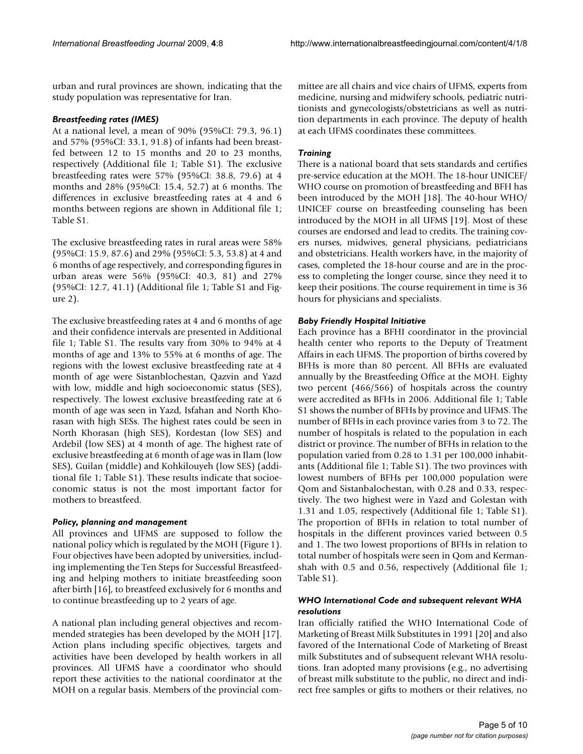urban and rural provinces are shown, indicating that the study population was representative for Iran.

### *Breastfeeding rates (IMES)*

At a national level, a mean of 90% (95%CI: 79.3, 96.1) and 57% (95%CI: 33.1, 91.8) of infants had been breastfed between 12 to 15 months and 20 to 23 months, respectively (Additional file 1; Table S1). The exclusive breastfeeding rates were 57% (95%CI: 38.8, 79.6) at 4 months and 28% (95%CI: 15.4, 52.7) at 6 months. The differences in exclusive breastfeeding rates at 4 and 6 months between regions are shown in Additional file 1; Table S1.

The exclusive breastfeeding rates in rural areas were 58% (95%CI: 15.9, 87.6) and 29% (95%CI: 5.3, 53.8) at 4 and 6 months of age respectively, and corresponding figures in urban areas were 56% (95%CI: 40.3, 81) and 27% (95%CI: 12.7, 41.1) (Additional file 1; Table S1 and Figure 2).

The exclusive breastfeeding rates at 4 and 6 months of age and their confidence intervals are presented in Additional file 1; Table S1. The results vary from 30% to 94% at 4 months of age and 13% to 55% at 6 months of age. The regions with the lowest exclusive breastfeeding rate at 4 month of age were Sistanblochestan, Qazvin and Yazd with low, middle and high socioeconomic status (SES), respectively. The lowest exclusive breastfeeding rate at 6 month of age was seen in Yazd, Isfahan and North Khorasan with high SESs. The highest rates could be seen in North Khorasan (high SES), Kordestan (low SES) and Ardebil (low SES) at 4 month of age. The highest rate of exclusive breastfeeding at 6 month of age was in Ilam (low SES), Guilan (middle) and Kohkilouyeh (low SES) (additional file 1; Table S1). These results indicate that socioeconomic status is not the most important factor for mothers to breastfeed.

### *Policy, planning and management*

All provinces and UFMS are supposed to follow the national policy which is regulated by the MOH (Figure 1). Four objectives have been adopted by universities, including implementing the Ten Steps for Successful Breastfeeding and helping mothers to initiate breastfeeding soon after birth [16], to breastfeed exclusively for 6 months and to continue breastfeeding up to 2 years of age.

A national plan including general objectives and recommended strategies has been developed by the MOH [17]. Action plans including specific objectives, targets and activities have been developed by health workers in all provinces. All UFMS have a coordinator who should report these activities to the national coordinator at the MOH on a regular basis. Members of the provincial committee are all chairs and vice chairs of UFMS, experts from medicine, nursing and midwifery schools, pediatric nutritionists and gynecologists/obstetricians as well as nutrition departments in each province. The deputy of health at each UFMS coordinates these committees.

### *Training*

There is a national board that sets standards and certifies pre-service education at the MOH. The 18-hour UNICEF/WHO course on promotion of breastfeeding and BFH has been introduced by the MOH [18]. The 40-hour WHO/UNICEF course on breastfeeding counseling has been introduced by the MOH in all UFMS [19]. Most of these courses are endorsed and lead to credits. The training covers nurses, midwives, general physicians, pediatricians and obstetricians. Health workers have, in the majority of cases, completed the 18-hour course and are in the process to completing the longer course, since they need it to keep their positions. The course requirement in time is 36 hours for physicians and specialists.

### *Baby Friendly Hospital Initiative*

Each province has a BFHI coordinator in the provincial health center who reports to the Deputy of Treatment Affairs in each UFMS. The proportion of births covered by BFHs is more than 80 percent. All BFHs are evaluated annually by the Breastfeeding Office at the MOH. Eighty two percent (466/566) of hospitals across the country were accredited as BFHs in 2006. Additional file 1; Table S1 shows the number of BFHs by province and UFMS. The number of BFHs in each province varies from 3 to 72. The number of hospitals is related to the population in each district or province. The number of BFHs in relation to the population varied from 0.28 to 1.31 per 100,000 inhabitants (Additional file 1; Table S1). The two provinces with lowest numbers of BFHs per 100,000 population were Qom and Sistanbalochestan, with 0.28 and 0.33, respectively. The two highest were in Yazd and Golestan with 1.31 and 1.05, respectively (Additional file 1; Table S1). The proportion of BFHs in relation to total number of hospitals in the different provinces varied between 0.5 and 1. The two lowest proportions of BFHs in relation to total number of hospitals were seen in Qom and Kermanshah with 0.5 and 0.56, respectively (Additional file 1; Table S1).

### *WHO International Code and subsequent relevant WHA resolutions*

Iran officially ratified the WHO International Code of Marketing of Breast Milk Substitutes in 1991 [20] and also favored of the International Code of Marketing of Breast milk Substitutes and of subsequent relevant WHA resolutions. Iran adopted many provisions (e.g., no advertising of breast milk substitute to the public, no direct and indirect free samples or gifts to mothers or their relatives, no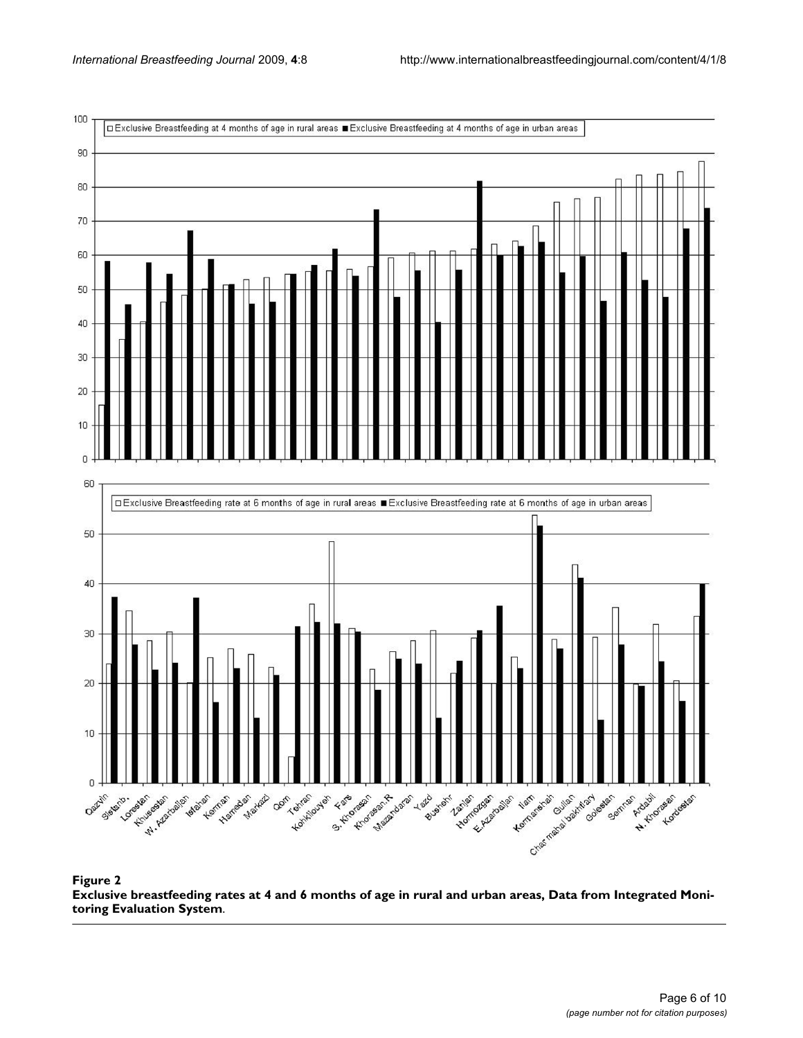**Figure 2**

**Exclusive breastfeeding rates at 4 and 6 months of age in rural and urban areas, Data from Integrated Monitoring Evaluation System**.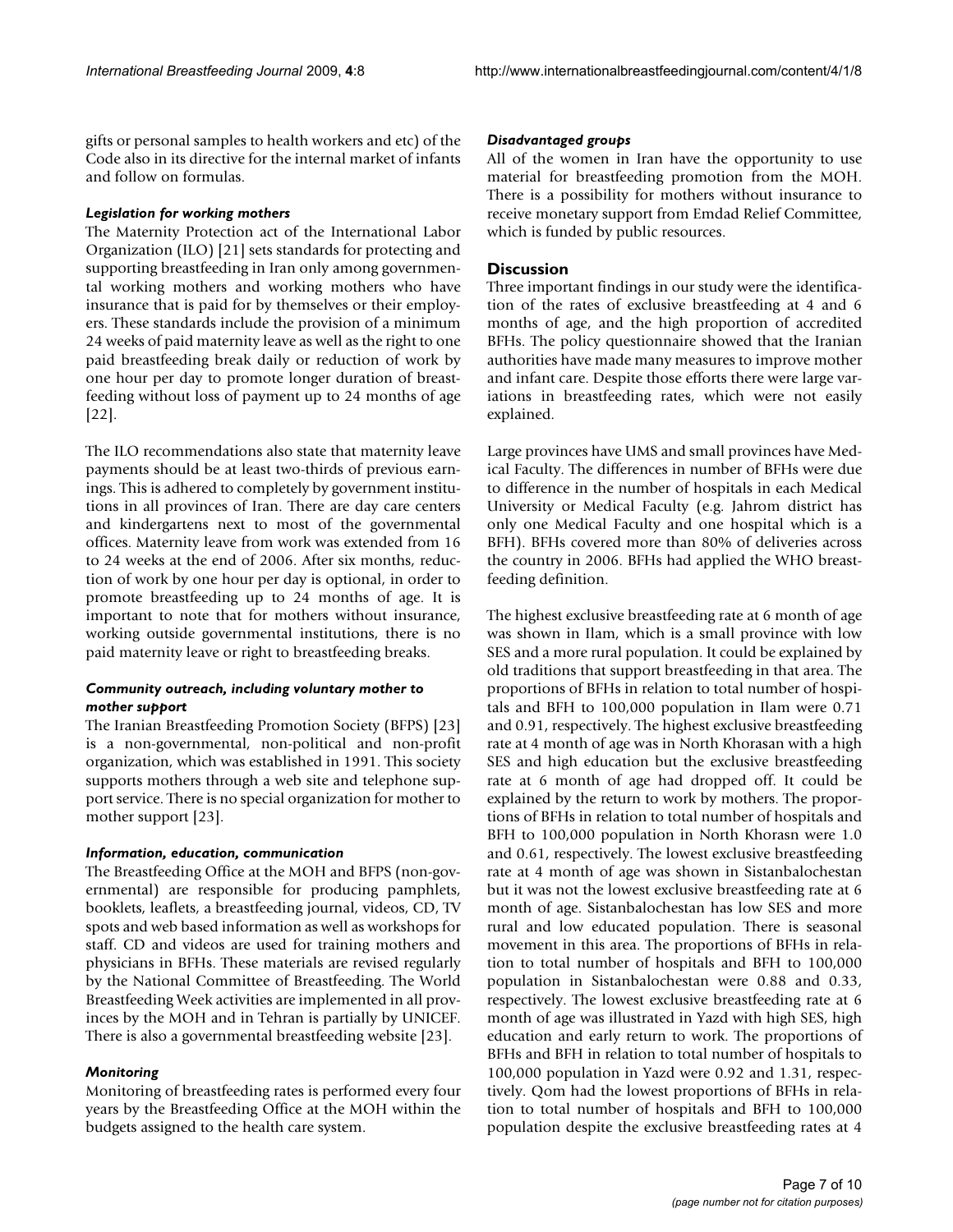gifts or personal samples to health workers and etc) of the Code also in its directive for the internal market of infants and follow on formulas.

#### *Legislation for working mothers*

The Maternity Protection act of the International Labor Organization (ILO) [21] sets standards for protecting and supporting breastfeeding in Iran only among governmental working mothers and working mothers who have insurance that is paid for by themselves or their employers. These standards include the provision of a minimum 24 weeks of paid maternity leave as well as the right to one paid breastfeeding break daily or reduction of work by one hour per day to promote longer duration of breastfeeding without loss of payment up to 24 months of age [22].

The ILO recommendations also state that maternity leave payments should be at least two-thirds of previous earnings. This is adhered to completely by government institutions in all provinces of Iran. There are day care centers and kindergartens next to most of the governmental offices. Maternity leave from work was extended from 16 to 24 weeks at the end of 2006. After six months, reduction of work by one hour per day is optional, in order to promote breastfeeding up to 24 months of age. It is important to note that for mothers without insurance, working outside governmental institutions, there is no paid maternity leave or right to breastfeeding breaks.

#### *Community outreach, including voluntary mother to mother support*

The Iranian Breastfeeding Promotion Society (BFPS) [23] is a non-governmental, non-political and non-profit organization, which was established in 1991. This society supports mothers through a web site and telephone support service. There is no special organization for mother to mother support [23].

#### *Information, education, communication*

The Breastfeeding Office at the MOH and BFPS (non-governmental) are responsible for producing pamphlets, booklets, leaflets, a breastfeeding journal, videos, CD, TV spots and web based information as well as workshops for staff. CD and videos are used for training mothers and physicians in BFHs. These materials are revised regularly by the National Committee of Breastfeeding. The World Breastfeeding Week activities are implemented in all provinces by the MOH and in Tehran is partially by UNICEF. There is also a governmental breastfeeding website [23].

#### *Monitoring*

Monitoring of breastfeeding rates is performed every four years by the Breastfeeding Office at the MOH within the budgets assigned to the health care system.

#### *Disadvantaged groups*

All of the women in Iran have the opportunity to use material for breastfeeding promotion from the MOH. There is a possibility for mothers without insurance to receive monetary support from Emdad Relief Committee, which is funded by public resources.

## Discussion

Three important findings in our study were the identification of the rates of exclusive breastfeeding at 4 and 6 months of age, and the high proportion of accredited BFHs. The policy questionnaire showed that the Iranian authorities have made many measures to improve mother and infant care. Despite those efforts there were large variations in breastfeeding rates, which were not easily explained.

Large provinces have UMS and small provinces have Medical Faculty. The differences in number of BFHs were due to difference in the number of hospitals in each Medical University or Medical Faculty (e.g. Jahrom district has only one Medical Faculty and one hospital which is a BFH). BFHs covered more than 80% of deliveries across the country in 2006. BFHs had applied the WHO breastfeeding definition.

The highest exclusive breastfeeding rate at 6 month of age was shown in Ilam, which is a small province with low SES and a more rural population. It could be explained by old traditions that support breastfeeding in that area. The proportions of BFHs in relation to total number of hospitals and BFH to 100,000 population in Ilam were 0.71 and 0.91, respectively. The highest exclusive breastfeeding rate at 4 month of age was in North Khorasan with a high SES and high education but the exclusive breastfeeding rate at 6 month of age had dropped off. It could be explained by the return to work by mothers. The proportions of BFHs in relation to total number of hospitals and BFH to 100,000 population in North Khorasn were 1.0 and 0.61, respectively. The lowest exclusive breastfeeding rate at 4 month of age was shown in Sistanbalochestan but it was not the lowest exclusive breastfeeding rate at 6 month of age. Sistanbalochestan has low SES and more rural and low educated population. There is seasonal movement in this area. The proportions of BFHs in relation to total number of hospitals and BFH to 100,000 population in Sistanbalochestan were 0.88 and 0.33, respectively. The lowest exclusive breastfeeding rate at 6 month of age was illustrated in Yazd with high SES, high education and early return to work. The proportions of BFHs and BFH in relation to total number of hospitals to 100,000 population in Yazd were 0.92 and 1.31, respectively. Qom had the lowest proportions of BFHs in relation to total number of hospitals and BFH to 100,000 population despite the exclusive breastfeeding rates at 4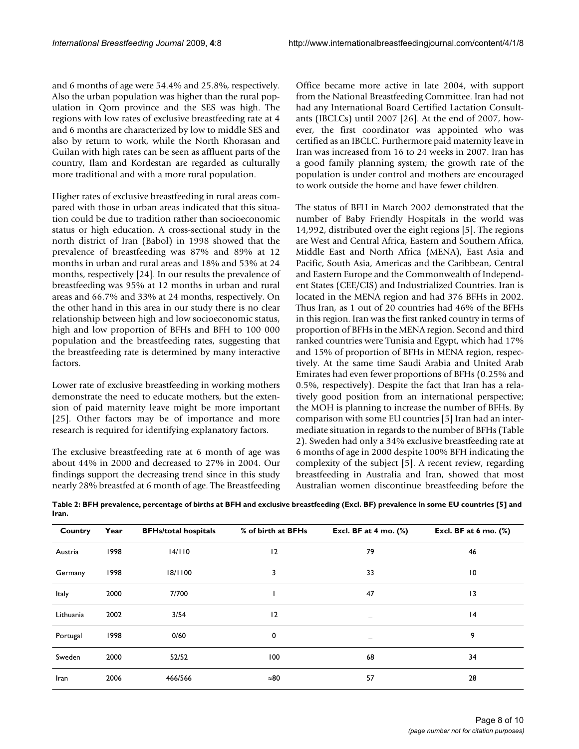and 6 months of age were 54.4% and 25.8%, respectively. Also the urban population was higher than the rural population in Qom province and the SES was high. The regions with low rates of exclusive breastfeeding rate at 4 and 6 months are characterized by low to middle SES and also by return to work, while the North Khorasan and Guilan with high rates can be seen as affluent parts of the country, Ilam and Kordestan are regarded as culturally more traditional and with a more rural population.

Higher rates of exclusive breastfeeding in rural areas compared with those in urban areas indicated that this situation could be due to tradition rather than socioeconomic status or high education. A cross-sectional study in the north district of Iran (Babol) in 1998 showed that the prevalence of breastfeeding was 87% and 89% at 12 months in urban and rural areas and 18% and 53% at 24 months, respectively [24]. In our results the prevalence of breastfeeding was 95% at 12 months in urban and rural areas and 66.7% and 33% at 24 months, respectively. On the other hand in this area in our study there is no clear relationship between high and low socioeconomic status, high and low proportion of BFHs and BFH to 100 000 population and the breastfeeding rates, suggesting that the breastfeeding rate is determined by many interactive factors.

Lower rate of exclusive breastfeeding in working mothers demonstrate the need to educate mothers, but the extension of paid maternity leave might be more important [25]. Other factors may be of importance and more research is required for identifying explanatory factors.

The exclusive breastfeeding rate at 6 month of age was about 44% in 2000 and decreased to 27% in 2004. Our findings support the decreasing trend since in this study nearly 28% breastfed at 6 month of age. The Breastfeeding Office became more active in late 2004, with support from the National Breastfeeding Committee. Iran had not had any International Board Certified Lactation Consultants (IBCLCs) until 2007 [26]. At the end of 2007, however, the first coordinator was appointed who was certified as an IBCLC. Furthermore paid maternity leave in Iran was increased from 16 to 24 weeks in 2007. Iran has a good family planning system; the growth rate of the population is under control and mothers are encouraged to work outside the home and have fewer children.

The status of BFH in March 2002 demonstrated that the number of Baby Friendly Hospitals in the world was 14,992, distributed over the eight regions [5]. The regions are West and Central Africa, Eastern and Southern Africa, Middle East and North Africa (MENA), East Asia and Pacific, South Asia, Americas and the Caribbean, Central and Eastern Europe and the Commonwealth of Independent States (CEE/CIS) and Industrialized Countries. Iran is located in the MENA region and had 376 BFHs in 2002. Thus Iran, as 1 out of 20 countries had 46% of the BFHs in this region. Iran was the first ranked country in terms of proportion of BFHs in the MENA region. Second and third ranked countries were Tunisia and Egypt, which had 17% and 15% of proportion of BFHs in MENA region, respectively. At the same time Saudi Arabia and United Arab Emirates had even fewer proportions of BFHs (0.25% and 0.5%, respectively). Despite the fact that Iran has a relatively good position from an international perspective; the MOH is planning to increase the number of BFHs. By comparison with some EU countries [5] Iran had an intermediate situation in regards to the number of BFHs (Table 2). Sweden had only a 34% exclusive breastfeeding rate at 6 months of age in 2000 despite 100% BFH indicating the complexity of the subject [5]. A recent review, regarding breastfeeding in Australia and Iran, showed that most Australian women discontinue breastfeeding before the

**Table 2: BFH prevalence, percentage of births at BFH and exclusive breastfeeding (Excl. BF) prevalence in some EU countries [5] and Iran.**

| Country | Year | BFHs/total hospitals | % of birth at BFHs | Excl. BF at 4 mo. (%) | Excl. BF at 6 mo. (%) |
|---|---|---|---|---|---|
| Austria | 1998 | 14/110 | 12 | 79 | 46 |
| Germany | 1998 | 18/1100 | 3 | 33 | 10 |
| Italy | 2000 | 7/700 | 1 | 47 | 13 |
| Lithuania | 2002 | 3/54 | 12 | _ | 14 |
| Portugal | 1998 | 0/60 | 0 | _ | 9 |
| Sweden | 2000 | 52/52 | 100 | 68 | 34 |
| Iran | 2006 | 466/566 | ≈80 | 57 | 28 |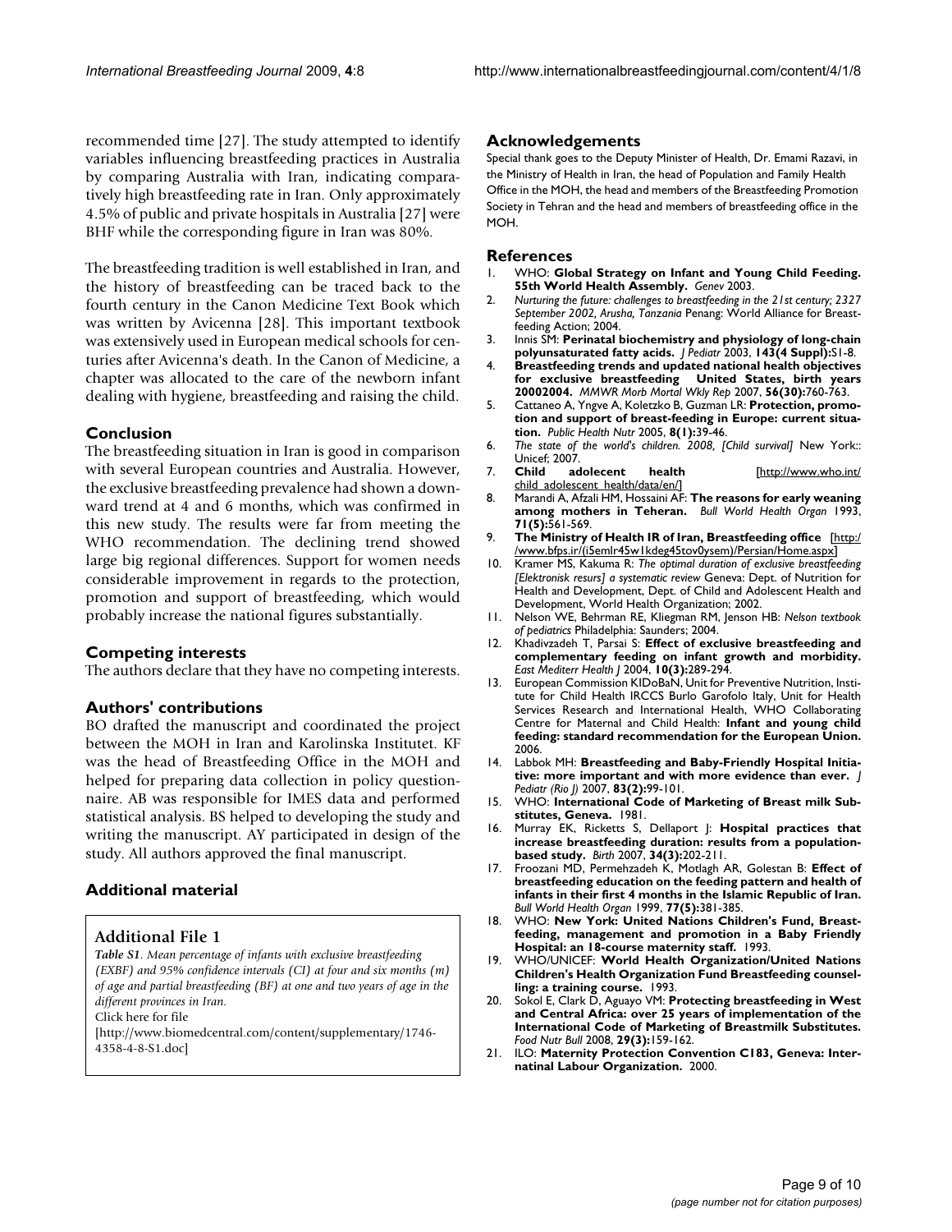recommended time [27]. The study attempted to identify variables influencing breastfeeding practices in Australia by comparing Australia with Iran, indicating comparatively high breastfeeding rate in Iran. Only approximately 4.5% of public and private hospitals in Australia [27] were BHF while the corresponding figure in Iran was 80%.

The breastfeeding tradition is well established in Iran, and the history of breastfeeding can be traced back to the fourth century in the Canon Medicine Text Book which was written by Avicenna [28]. This important textbook was extensively used in European medical schools for centuries after Avicenna's death. In the Canon of Medicine, a chapter was allocated to the care of the newborn infant dealing with hygiene, breastfeeding and raising the child.

## Conclusion

The breastfeeding situation in Iran is good in comparison with several European countries and Australia. However, the exclusive breastfeeding prevalence had shown a downward trend at 4 and 6 months, which was confirmed in this new study. The results were far from meeting the WHO recommendation. The declining trend showed large big regional differences. Support for women needs considerable improvement in regards to the protection, promotion and support of breastfeeding, which would probably increase the national figures substantially.

## Competing interests

The authors declare that they have no competing interests.

## Authors' contributions

BO drafted the manuscript and coordinated the project between the MOH in Iran and Karolinska Institutet. KF was the head of Breastfeeding Office in the MOH and helped for preparing data collection in policy questionnaire. AB was responsible for IMES data and performed statistical analysis. BS helped to developing the study and writing the manuscript. AY participated in design of the study. All authors approved the final manuscript.

## Additional material

**Additional File 1**

*Table S1. Mean percentage of infants with exclusive breastfeeding (EXBF) and 95% confidence intervals (CI) at four and six months (m) of age and partial breastfeeding (BF) at one and two years of age in the different provinces in Iran.*

Click here for file

[http://www.biomedcentral.com/content/supplementary/1746-4358-4-8-S1.doc]

## Acknowledgements

Special thank goes to the Deputy Minister of Health, Dr. Emami Razavi, in the Ministry of Health in Iran, the head of Population and Family Health Office in the MOH, the head and members of the Breastfeeding Promotion Society in Tehran and the head and members of breastfeeding office in the MOH.

## References

1. WHO: **Global Strategy on Infant and Young Child Feeding. 55th World Health Assembly.** *Genev* 2003.
2. *Nurturing the future: challenges to breastfeeding in the 21st century; 2327 September 2002, Arusha, Tanzania* Penang: World Alliance for Breastfeeding Action; 2004.
3. Innis SM: **Perinatal biochemistry and physiology of long-chain polyunsaturated fatty acids.** *J Pediatr* 2003, **143(4 Suppl):**S1-8.
4. **Breastfeeding trends and updated national health objectives for exclusive breastfeeding United States, birth years 20002004.** *MMWR Morb Mortal Wkly Rep* 2007, **56(30):**760-763.
5. Cattaneo A, Yngve A, Koletzko B, Guzman LR: **Protection, promotion and support of breast-feeding in Europe: current situation.** *Public Health Nutr* 2005, **8(1):**39-46.
6. *The state of the world's children. 2008, [Child survival]* New York:: Unicef; 2007.
7. **Child adolecent health** [http://www.who.int/child_adolescent_health/data/en/]
8. Marandi A, Afzali HM, Hossaini AF: **The reasons for early weaning among mothers in Teheran.** *Bull World Health Organ* 1993, **71(5):**561-569.
9. **The Ministry of Health IR of Iran, Breastfeeding office** [http://www.bfps.ir/(i5emlr45w1kdeg45tov0ysem)/Persian/Home.aspx]
10. Kramer MS, Kakuma R: *The optimal duration of exclusive breastfeeding [Elektronisk resurs] a systematic review* Geneva: Dept. of Nutrition for Health and Development, Dept. of Child and Adolescent Health and Development, World Health Organization; 2002.
11. Nelson WE, Behrman RE, Kliegman RM, Jenson HB: *Nelson textbook of pediatrics* Philadelphia: Saunders; 2004.
12. Khadivzadeh T, Parsai S: **Effect of exclusive breastfeeding and complementary feeding on infant growth and morbidity.** *East Mediterr Health J* 2004, **10(3):**289-294.
13. European Commission KIDoBaN, Unit for Preventive Nutrition, Institute for Child Health IRCCS Burlo Garofolo Italy, Unit for Health Services Research and International Health, WHO Collaborating Centre for Maternal and Child Health: **Infant and young child feeding: standard recommendation for the European Union.** 2006.
14. Labbok MH: **Breastfeeding and Baby-Friendly Hospital Initiative: more important and with more evidence than ever.** *J Pediatr (Rio J)* 2007, **83(2):**99-101.
15. WHO: **International Code of Marketing of Breast milk Substitutes, Geneva.** 1981.
16. Murray EK, Ricketts S, Dellaport J: **Hospital practices that increase breastfeeding duration: results from a population-based study.** *Birth* 2007, **34(3):**202-211.
17. Froozani MD, Permehzadeh K, Motlagh AR, Golestan B: **Effect of breastfeeding education on the feeding pattern and health of infants in their first 4 months in the Islamic Republic of Iran.** *Bull World Health Organ* 1999, **77(5):**381-385.
18. WHO: **New York: United Nations Children's Fund, Breastfeeding, management and promotion in a Baby Friendly Hospital: an 18-course maternity staff.** 1993.
19. WHO/UNICEF: **World Health Organization/United Nations Children's Health Organization Fund Breastfeeding counselling: a training course.** 1993.
20. Sokol E, Clark D, Aguayo VM: **Protecting breastfeeding in West and Central Africa: over 25 years of implementation of the International Code of Marketing of Breastmilk Substitutes.** *Food Nutr Bull* 2008, **29(3):**159-162.
21. ILO: **Maternity Protection Convention C183, Geneva: Internatinal Labour Organization.** 2000.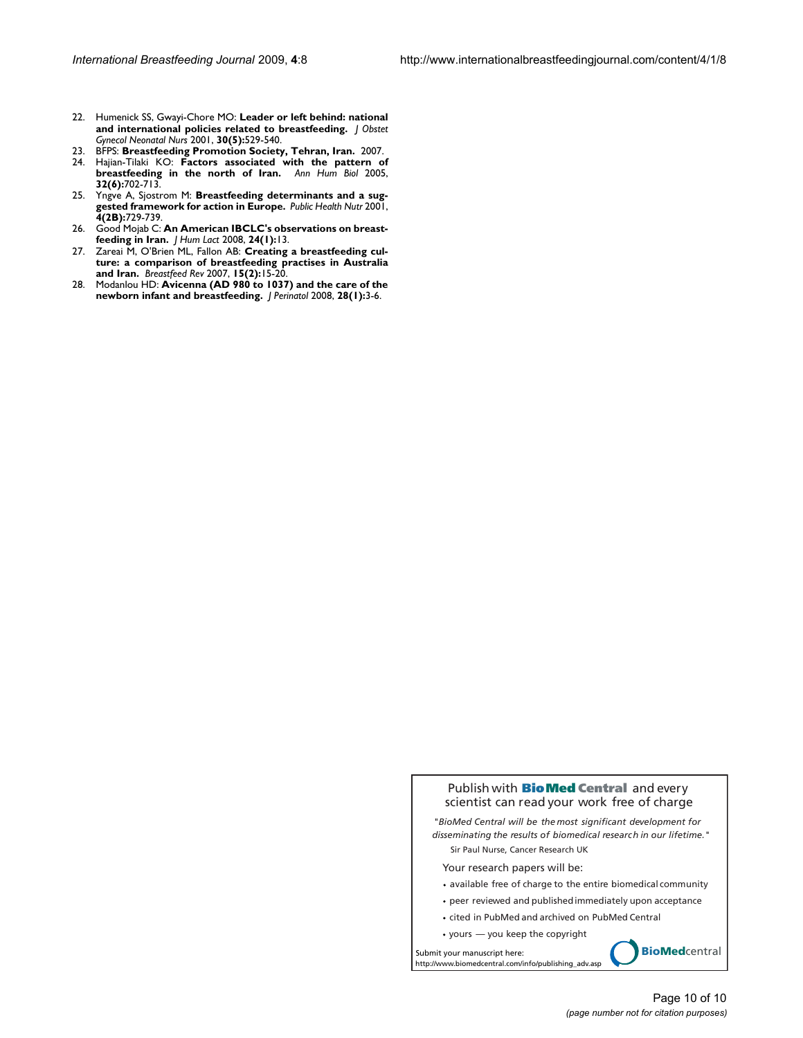22. Humenick SS, Gwayi-Chore MO: **Leader or left behind: national and international policies related to breastfeeding.** *J Obstet Gynecol Neonatal Nurs* 2001, **30(5):**529-540.
23. BFPS: **Breastfeeding Promotion Society, Tehran, Iran.** 2007.
24. Hajian-Tilaki KO: **Factors associated with the pattern of breastfeeding in the north of Iran.** *Ann Hum Biol* 2005, **32(6):**702-713.
25. Yngve A, Sjostrom M: **Breastfeeding determinants and a suggested framework for action in Europe.** *Public Health Nutr* 2001, **4(2B):**729-739.
26. Good Mojab C: **An American IBCLC's observations on breastfeeding in Iran.** *J Hum Lact* 2008, **24(1):**13.
27. Zareai M, O'Brien ML, Fallon AB: **Creating a breastfeeding culture: a comparison of breastfeeding practises in Australia and Iran.** *Breastfeed Rev* 2007, **15(2):**15-20.
28. Modanlou HD: **Avicenna (AD 980 to 1037) and the care of the newborn infant and breastfeeding.** *J Perinatol* 2008, **28(1):**3-6.

Publish with **BioMed Central** and every scientist can read your work free of charge

*"BioMed Central will be the most significant development for disseminating the results of biomedical research in our lifetime."*

Sir Paul Nurse, Cancer Research UK

Your research papers will be:

- available free of charge to the entire biomedical community
- peer reviewed and published immediately upon acceptance
- cited in PubMed and archived on PubMed Central
- yours — you keep the copyright

Submit your manuscript here:
http://www.biomedcentral.com/info/publishing_adv.asp

**BioMed**central